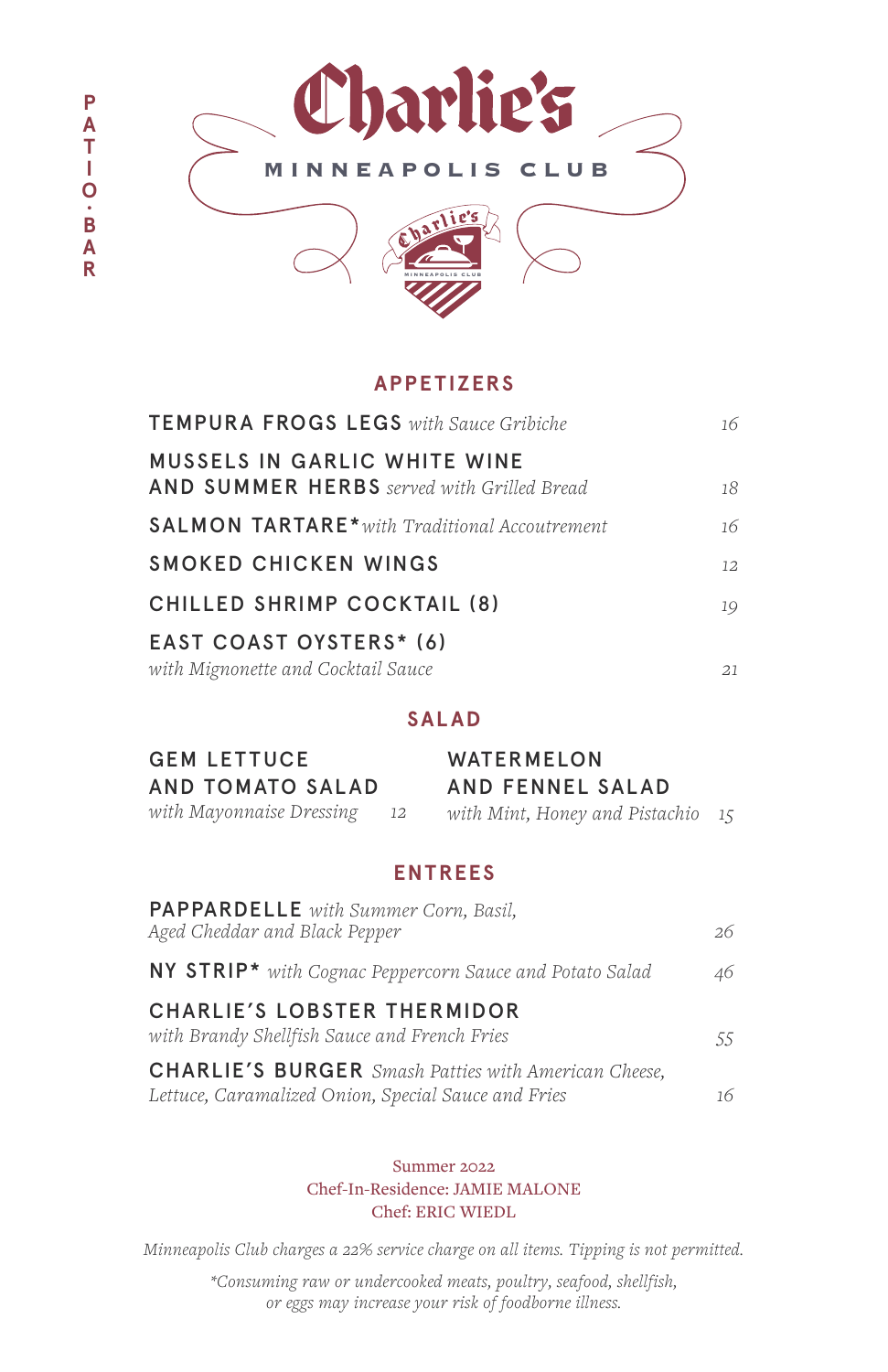PATIO · BAR

# Charlie's

MINNEAPOLIS CLUB

## APPETIZERS

**TEMPURA FROGS LEGS** *with Sauce Gribiche* — 16

**MUSSELS IN GARLIC WHITE WINE AND SUMMER HERBS** *served with Grilled Bread* — 18

**SALMON TARTARE*** *with Traditional Accoutrement* — 16

**SMOKED CHICKEN WINGS** — 12

**CHILLED SHRIMP COCKTAIL (8)** — 19

**EAST COAST OYSTERS* (6)** *with Mignonette and Cocktail Sauce* — 21

## SALAD

**GEM LETTUCE AND TOMATO SALAD** *with Mayonnaise Dressing* — 12

**WATERMELON AND FENNEL SALAD** *with Mint, Honey and Pistachio* — 15

## ENTREES

**PAPPARDELLE** *with Summer Corn, Basil, Aged Cheddar and Black Pepper* — 26

**NY STRIP*** *with Cognac Peppercorn Sauce and Potato Salad* — 46

**CHARLIE'S LOBSTER THERMIDOR** *with Brandy Shellfish Sauce and French Fries* — 55

**CHARLIE'S BURGER** *Smash Patties with American Cheese, Lettuce, Caramalized Onion, Special Sauce and Fries* — 16

Summer 2022
Chef-In-Residence: JAMIE MALONE
Chef: ERIC WIEDL

*Minneapolis Club charges a 22% service charge on all items. Tipping is not permitted.*

**Consuming raw or undercooked meats, poultry, seafood, shellfish, or eggs may increase your risk of foodborne illness.*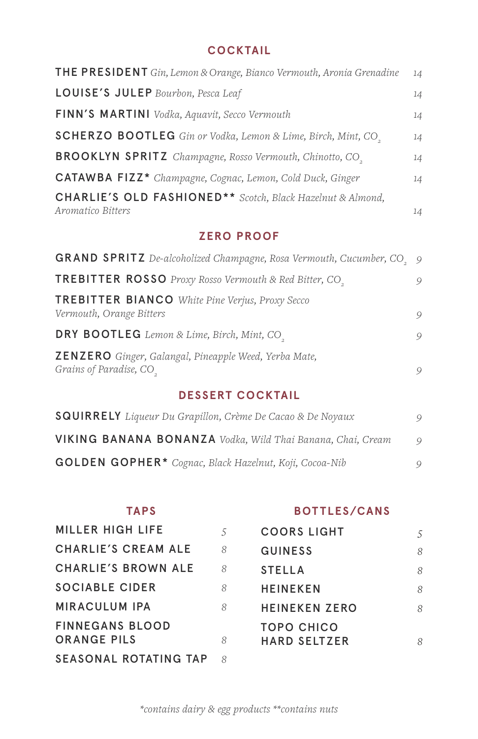## COCKTAIL

**THE PRESIDENT** *Gin, Lemon & Orange, Bianco Vermouth, Aronia Grenadine* 14

**LOUISE'S JULEP** *Bourbon, Pesca Leaf* 14

**FINN'S MARTINI** *Vodka, Aquavit, Secco Vermouth* 14

**SCHERZO BOOTLEG** *Gin or Vodka, Lemon & Lime, Birch, Mint,* $CO_2$ 14

**BROOKLYN SPRITZ** *Champagne, Rosso Vermouth, Chinotto,* $CO_2$ 14

**CATAWBA FIZZ*** *Champagne, Cognac, Lemon, Cold Duck, Ginger* 14

**CHARLIE'S OLD FASHIONED**** *Scotch, Black Hazelnut & Almond, Aromatico Bitters* 14

## ZERO PROOF

**GRAND SPRITZ** *De-alcoholized Champagne, Rosa Vermouth, Cucumber,* $CO_2$ 9

**TREBITTER ROSSO** *Proxy Rosso Vermouth & Red Bitter,* $CO_2$ 9

**TREBITTER BIANCO** *White Pine Verjus, Proxy Secco Vermouth, Orange Bitters* 9

**DRY BOOTLEG** *Lemon & Lime, Birch, Mint,* $CO_2$ 9

**ZENZERO** *Ginger, Galangal, Pineapple Weed, Yerba Mate, Grains of Paradise,* $CO_2$ 9

## DESSERT COCKTAIL

**SQUIRRELY** *Liqueur Du Grapillon, Crème De Cacao & De Noyaux* 9

**VIKING BANANA BONANZA** *Vodka, Wild Thai Banana, Chai, Cream* 9

**GOLDEN GOPHER*** *Cognac, Black Hazelnut, Koji, Cocoa-Nib* 9

## TAPS

| | |
|---|---|
| MILLER HIGH LIFE | 5 |
| CHARLIE'S CREAM ALE | 8 |
| CHARLIE'S BROWN ALE | 8 |
| SOCIABLE CIDER | 8 |
| MIRACULUM IPA | 8 |
| FINNEGANS BLOOD ORANGE PILS | 8 |
| SEASONAL ROTATING TAP | 8 |

## BOTTLES/CANS

| | |
|---|---|
| COORS LIGHT | 5 |
| GUINESS | 8 |
| STELLA | 8 |
| HEINEKEN | 8 |
| HEINEKEN ZERO | 8 |
| TOPO CHICO HARD SELTZER | 8 |

*\*contains dairy & egg products \*\*contains nuts*